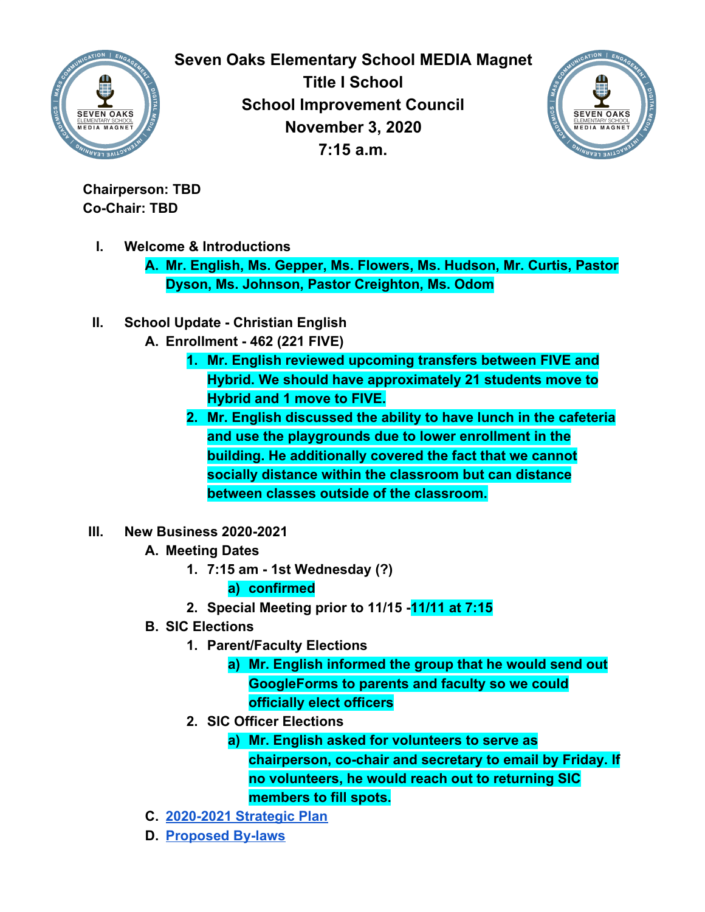# Seven Oaks Elementary School MEDIA Magnet
## Title I School
## School Improvement Council
## November 3, 2020
## 7:15 a.m.

**Chairperson: TBD**
**Co-Chair: TBD**

I. **Welcome & Introductions**
   A. **Mr. English, Ms. Gepper, Ms. Flowers, Ms. Hudson, Mr. Curtis, Pastor Dyson, Ms. Johnson, Pastor Creighton, Ms. Odom**

II. **School Update - Christian English**
   A. **Enrollment - 462 (221 FIVE)**
      1. **Mr. English reviewed upcoming transfers between FIVE and Hybrid. We should have approximately 21 students move to Hybrid and 1 move to FIVE.**
      2. **Mr. English discussed the ability to have lunch in the cafeteria and use the playgrounds due to lower enrollment in the building. He additionally covered the fact that we cannot socially distance within the classroom but can distance between classes outside of the classroom.**

III. **New Business 2020-2021**
   A. **Meeting Dates**
      1. **7:15 am - 1st Wednesday (?)**
         a) **confirmed**
      2. **Special Meeting prior to 11/15 -11/11 at 7:15**
   B. **SIC Elections**
      1. **Parent/Faculty Elections**
         a) **Mr. English informed the group that he would send out GoogleForms to parents and faculty so we could officially elect officers**
      2. **SIC Officer Elections**
         a) **Mr. English asked for volunteers to serve as chairperson, co-chair and secretary to email by Friday. If no volunteers, he would reach out to returning SIC members to fill spots.**
   C. **2020-2021 Strategic Plan**
   D. **Proposed By-laws**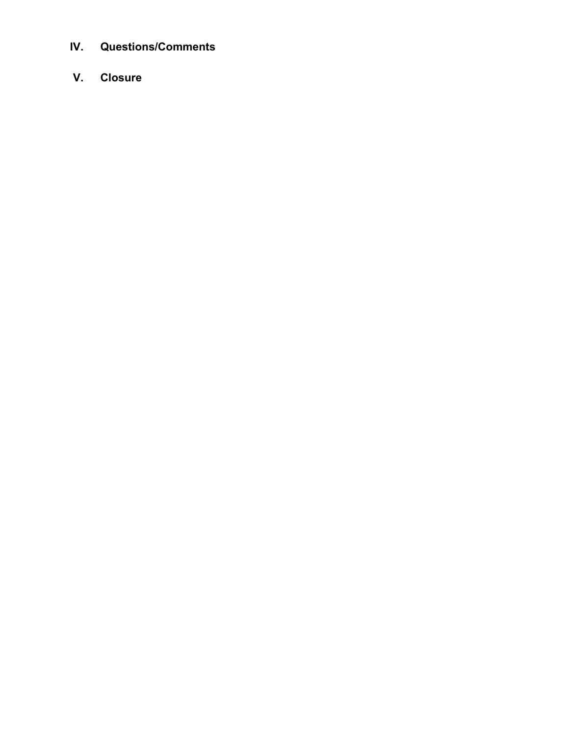## IV. Questions/Comments

## V. Closure